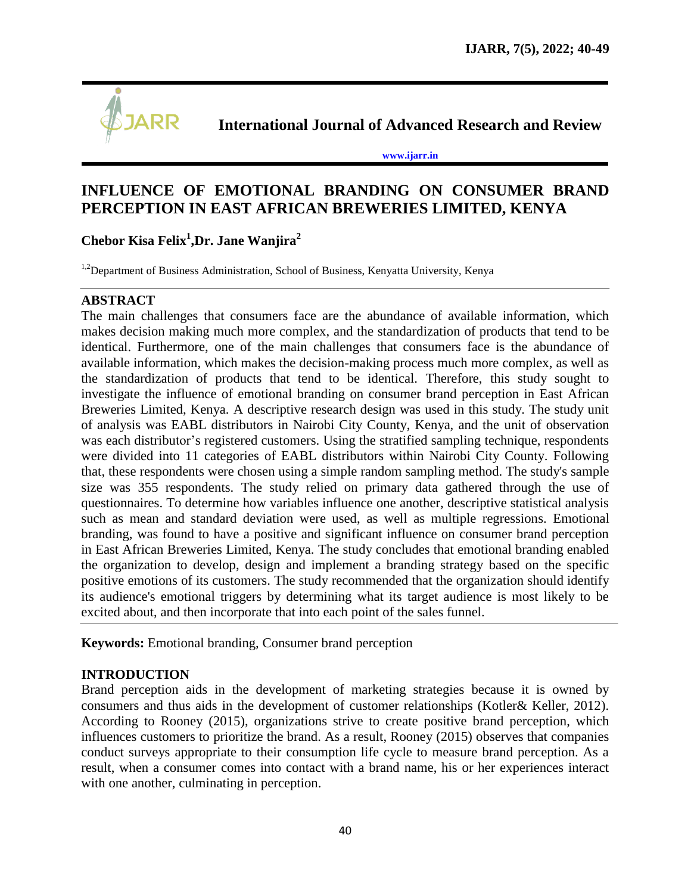# International Journal of Advanced Research and Review

www.ijarr.in

## INFLUENCE OF EMOTIONAL BRANDING ON CONSUMER BRAND PERCEPTION IN EAST AFRICAN BREWERIES LIMITED, KENYA

**Chebor Kisa Felix[1], Dr. Jane Wanjira[2]**

[1,2]Department of Business Administration, School of Business, Kenyatta University, Kenya

### ABSTRACT

The main challenges that consumers face are the abundance of available information, which makes decision making much more complex, and the standardization of products that tend to be identical. Furthermore, one of the main challenges that consumers face is the abundance of available information, which makes the decision-making process much more complex, as well as the standardization of products that tend to be identical. Therefore, this study sought to investigate the influence of emotional branding on consumer brand perception in East African Breweries Limited, Kenya. A descriptive research design was used in this study. The study unit of analysis was EABL distributors in Nairobi City County, Kenya, and the unit of observation was each distributor's registered customers. Using the stratified sampling technique, respondents were divided into 11 categories of EABL distributors within Nairobi City County. Following that, these respondents were chosen using a simple random sampling method. The study's sample size was 355 respondents. The study relied on primary data gathered through the use of questionnaires. To determine how variables influence one another, descriptive statistical analysis such as mean and standard deviation were used, as well as multiple regressions. Emotional branding, was found to have a positive and significant influence on consumer brand perception in East African Breweries Limited, Kenya. The study concludes that emotional branding enabled the organization to develop, design and implement a branding strategy based on the specific positive emotions of its customers. The study recommended that the organization should identify its audience's emotional triggers by determining what its target audience is most likely to be excited about, and then incorporate that into each point of the sales funnel.

**Keywords:** Emotional branding, Consumer brand perception

### INTRODUCTION

Brand perception aids in the development of marketing strategies because it is owned by consumers and thus aids in the development of customer relationships (Kotler& Keller, 2012). According to Rooney (2015), organizations strive to create positive brand perception, which influences customers to prioritize the brand. As a result, Rooney (2015) observes that companies conduct surveys appropriate to their consumption life cycle to measure brand perception. As a result, when a consumer comes into contact with a brand name, his or her experiences interact with one another, culminating in perception.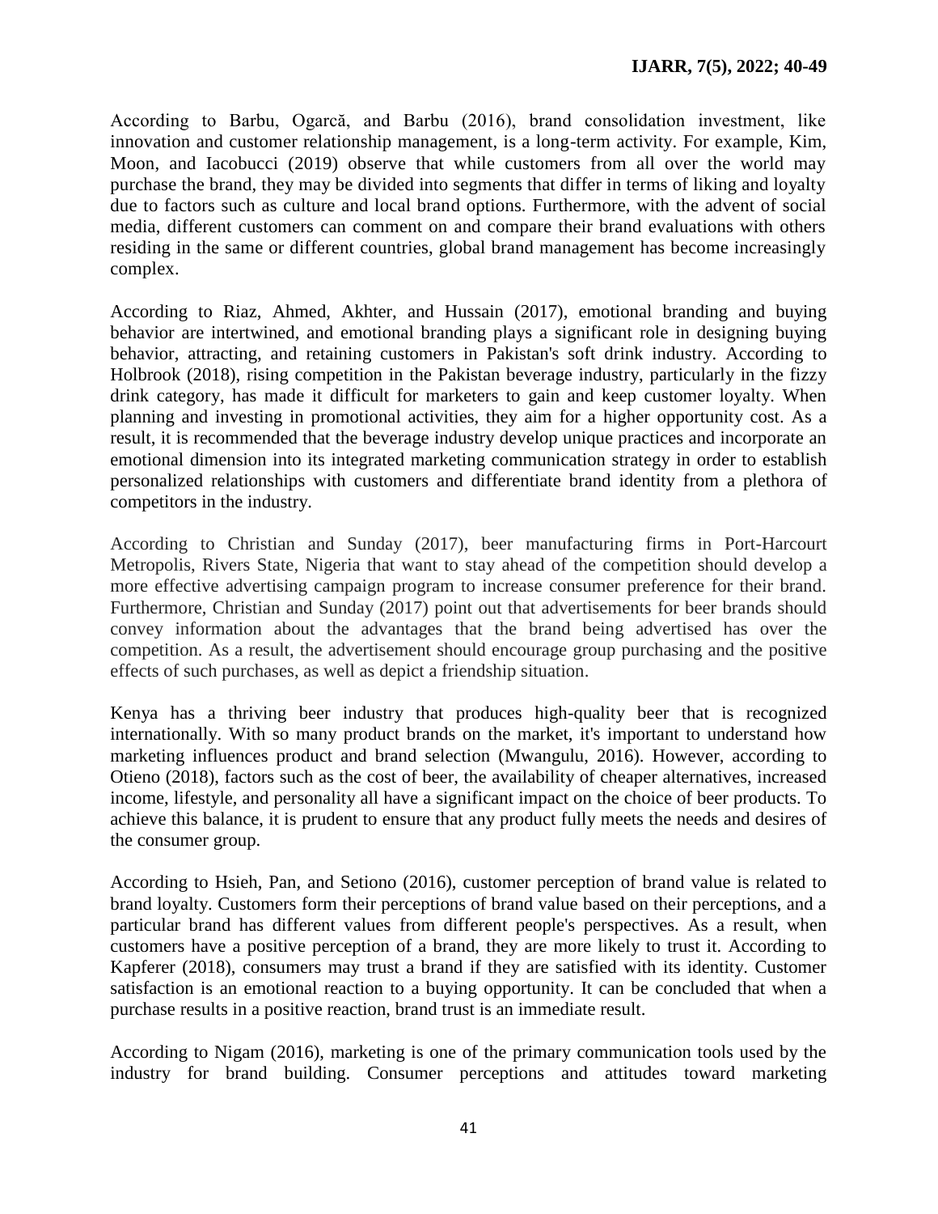According to Barbu, Ogarcă, and Barbu (2016), brand consolidation investment, like innovation and customer relationship management, is a long-term activity. For example, Kim, Moon, and Iacobucci (2019) observe that while customers from all over the world may purchase the brand, they may be divided into segments that differ in terms of liking and loyalty due to factors such as culture and local brand options. Furthermore, with the advent of social media, different customers can comment on and compare their brand evaluations with others residing in the same or different countries, global brand management has become increasingly complex.

According to Riaz, Ahmed, Akhter, and Hussain (2017), emotional branding and buying behavior are intertwined, and emotional branding plays a significant role in designing buying behavior, attracting, and retaining customers in Pakistan's soft drink industry. According to Holbrook (2018), rising competition in the Pakistan beverage industry, particularly in the fizzy drink category, has made it difficult for marketers to gain and keep customer loyalty. When planning and investing in promotional activities, they aim for a higher opportunity cost. As a result, it is recommended that the beverage industry develop unique practices and incorporate an emotional dimension into its integrated marketing communication strategy in order to establish personalized relationships with customers and differentiate brand identity from a plethora of competitors in the industry.

According to Christian and Sunday (2017), beer manufacturing firms in Port-Harcourt Metropolis, Rivers State, Nigeria that want to stay ahead of the competition should develop a more effective advertising campaign program to increase consumer preference for their brand. Furthermore, Christian and Sunday (2017) point out that advertisements for beer brands should convey information about the advantages that the brand being advertised has over the competition. As a result, the advertisement should encourage group purchasing and the positive effects of such purchases, as well as depict a friendship situation.

Kenya has a thriving beer industry that produces high-quality beer that is recognized internationally. With so many product brands on the market, it's important to understand how marketing influences product and brand selection (Mwangulu, 2016). However, according to Otieno (2018), factors such as the cost of beer, the availability of cheaper alternatives, increased income, lifestyle, and personality all have a significant impact on the choice of beer products. To achieve this balance, it is prudent to ensure that any product fully meets the needs and desires of the consumer group.

According to Hsieh, Pan, and Setiono (2016), customer perception of brand value is related to brand loyalty. Customers form their perceptions of brand value based on their perceptions, and a particular brand has different values from different people's perspectives. As a result, when customers have a positive perception of a brand, they are more likely to trust it. According to Kapferer (2018), consumers may trust a brand if they are satisfied with its identity. Customer satisfaction is an emotional reaction to a buying opportunity. It can be concluded that when a purchase results in a positive reaction, brand trust is an immediate result.

According to Nigam (2016), marketing is one of the primary communication tools used by the industry for brand building. Consumer perceptions and attitudes toward marketing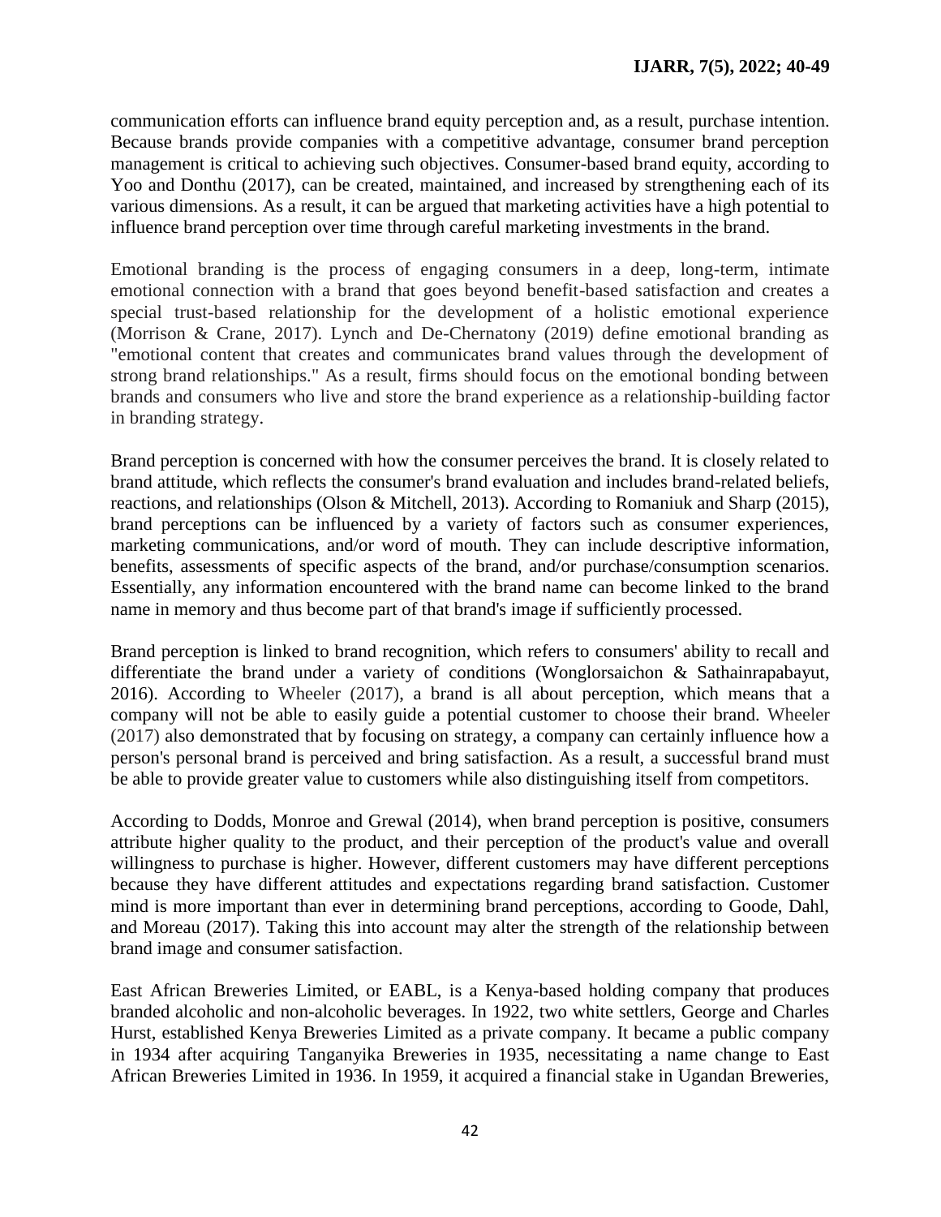communication efforts can influence brand equity perception and, as a result, purchase intention. Because brands provide companies with a competitive advantage, consumer brand perception management is critical to achieving such objectives. Consumer-based brand equity, according to Yoo and Donthu (2017), can be created, maintained, and increased by strengthening each of its various dimensions. As a result, it can be argued that marketing activities have a high potential to influence brand perception over time through careful marketing investments in the brand.

Emotional branding is the process of engaging consumers in a deep, long-term, intimate emotional connection with a brand that goes beyond benefit-based satisfaction and creates a special trust-based relationship for the development of a holistic emotional experience (Morrison & Crane, 2017). Lynch and De-Chernatony (2019) define emotional branding as "emotional content that creates and communicates brand values through the development of strong brand relationships." As a result, firms should focus on the emotional bonding between brands and consumers who live and store the brand experience as a relationship-building factor in branding strategy.

Brand perception is concerned with how the consumer perceives the brand. It is closely related to brand attitude, which reflects the consumer's brand evaluation and includes brand-related beliefs, reactions, and relationships (Olson & Mitchell, 2013). According to Romaniuk and Sharp (2015), brand perceptions can be influenced by a variety of factors such as consumer experiences, marketing communications, and/or word of mouth. They can include descriptive information, benefits, assessments of specific aspects of the brand, and/or purchase/consumption scenarios. Essentially, any information encountered with the brand name can become linked to the brand name in memory and thus become part of that brand's image if sufficiently processed.

Brand perception is linked to brand recognition, which refers to consumers' ability to recall and differentiate the brand under a variety of conditions (Wonglorsaichon & Sathainrapabayut, 2016). According to Wheeler (2017), a brand is all about perception, which means that a company will not be able to easily guide a potential customer to choose their brand. Wheeler (2017) also demonstrated that by focusing on strategy, a company can certainly influence how a person's personal brand is perceived and bring satisfaction. As a result, a successful brand must be able to provide greater value to customers while also distinguishing itself from competitors.

According to Dodds, Monroe and Grewal (2014), when brand perception is positive, consumers attribute higher quality to the product, and their perception of the product's value and overall willingness to purchase is higher. However, different customers may have different perceptions because they have different attitudes and expectations regarding brand satisfaction. Customer mind is more important than ever in determining brand perceptions, according to Goode, Dahl, and Moreau (2017). Taking this into account may alter the strength of the relationship between brand image and consumer satisfaction.

East African Breweries Limited, or EABL, is a Kenya-based holding company that produces branded alcoholic and non-alcoholic beverages. In 1922, two white settlers, George and Charles Hurst, established Kenya Breweries Limited as a private company. It became a public company in 1934 after acquiring Tanganyika Breweries in 1935, necessitating a name change to East African Breweries Limited in 1936. In 1959, it acquired a financial stake in Ugandan Breweries,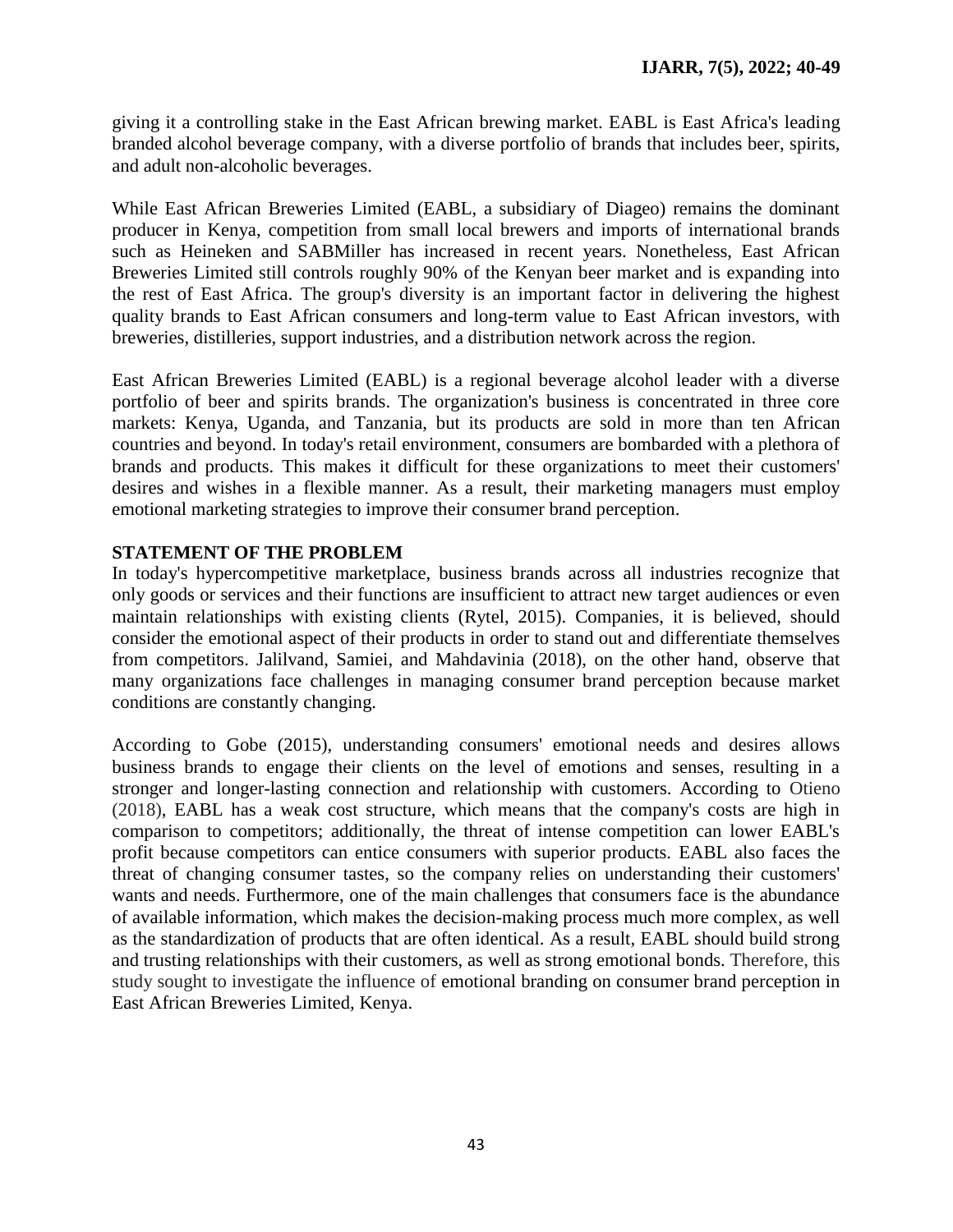giving it a controlling stake in the East African brewing market. EABL is East Africa's leading branded alcohol beverage company, with a diverse portfolio of brands that includes beer, spirits, and adult non-alcoholic beverages.

While East African Breweries Limited (EABL, a subsidiary of Diageo) remains the dominant producer in Kenya, competition from small local brewers and imports of international brands such as Heineken and SABMiller has increased in recent years. Nonetheless, East African Breweries Limited still controls roughly 90% of the Kenyan beer market and is expanding into the rest of East Africa. The group's diversity is an important factor in delivering the highest quality brands to East African consumers and long-term value to East African investors, with breweries, distilleries, support industries, and a distribution network across the region.

East African Breweries Limited (EABL) is a regional beverage alcohol leader with a diverse portfolio of beer and spirits brands. The organization's business is concentrated in three core markets: Kenya, Uganda, and Tanzania, but its products are sold in more than ten African countries and beyond. In today's retail environment, consumers are bombarded with a plethora of brands and products. This makes it difficult for these organizations to meet their customers' desires and wishes in a flexible manner. As a result, their marketing managers must employ emotional marketing strategies to improve their consumer brand perception.

## STATEMENT OF THE PROBLEM

In today's hypercompetitive marketplace, business brands across all industries recognize that only goods or services and their functions are insufficient to attract new target audiences or even maintain relationships with existing clients (Rytel, 2015). Companies, it is believed, should consider the emotional aspect of their products in order to stand out and differentiate themselves from competitors. Jalilvand, Samiei, and Mahdavinia (2018), on the other hand, observe that many organizations face challenges in managing consumer brand perception because market conditions are constantly changing.

According to Gobe (2015), understanding consumers' emotional needs and desires allows business brands to engage their clients on the level of emotions and senses, resulting in a stronger and longer-lasting connection and relationship with customers. According to Otieno (2018), EABL has a weak cost structure, which means that the company's costs are high in comparison to competitors; additionally, the threat of intense competition can lower EABL's profit because competitors can entice consumers with superior products. EABL also faces the threat of changing consumer tastes, so the company relies on understanding their customers' wants and needs. Furthermore, one of the main challenges that consumers face is the abundance of available information, which makes the decision-making process much more complex, as well as the standardization of products that are often identical. As a result, EABL should build strong and trusting relationships with their customers, as well as strong emotional bonds. Therefore, this study sought to investigate the influence of emotional branding on consumer brand perception in East African Breweries Limited, Kenya.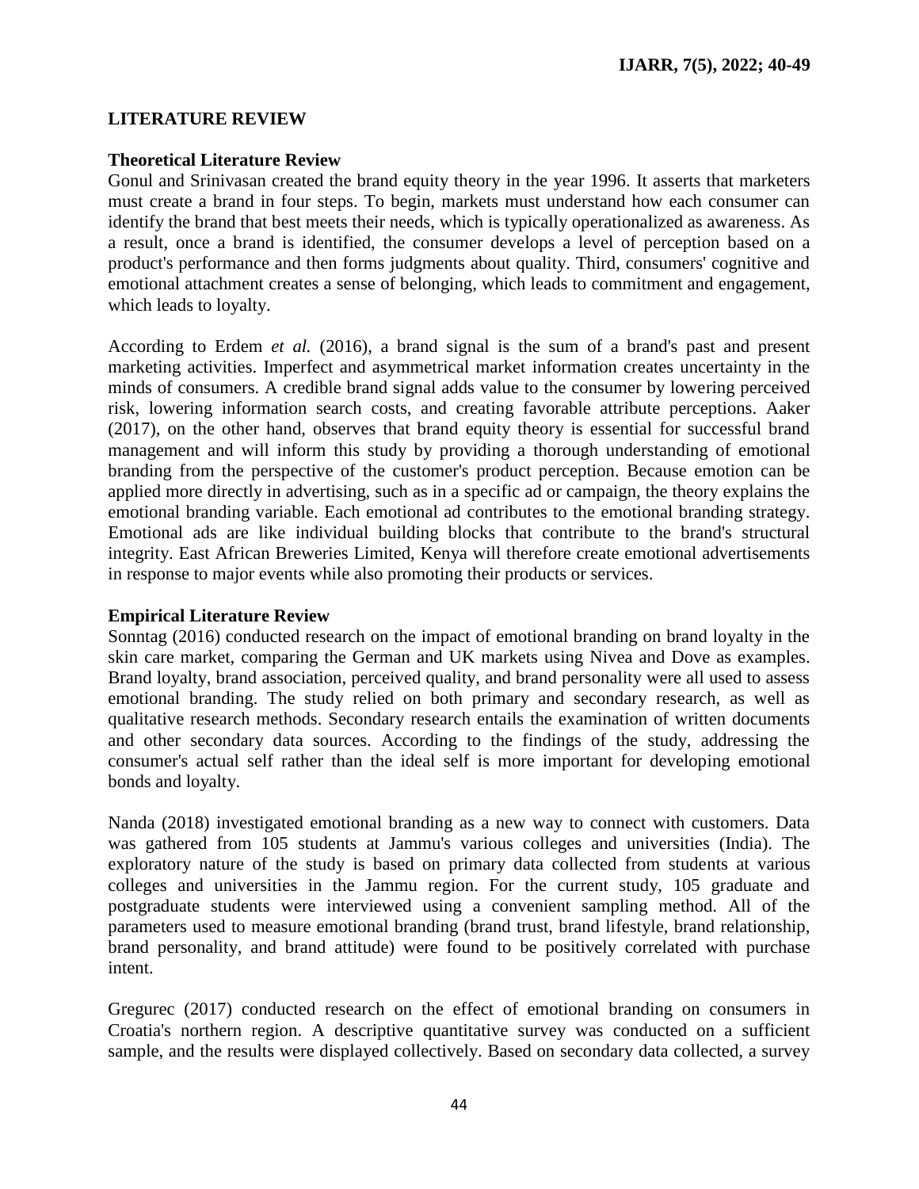## LITERATURE REVIEW

### Theoretical Literature Review

Gonul and Srinivasan created the brand equity theory in the year 1996. It asserts that marketers must create a brand in four steps. To begin, markets must understand how each consumer can identify the brand that best meets their needs, which is typically operationalized as awareness. As a result, once a brand is identified, the consumer develops a level of perception based on a product's performance and then forms judgments about quality. Third, consumers' cognitive and emotional attachment creates a sense of belonging, which leads to commitment and engagement, which leads to loyalty.

According to Erdem *et al.* (2016), a brand signal is the sum of a brand's past and present marketing activities. Imperfect and asymmetrical market information creates uncertainty in the minds of consumers. A credible brand signal adds value to the consumer by lowering perceived risk, lowering information search costs, and creating favorable attribute perceptions. Aaker (2017), on the other hand, observes that brand equity theory is essential for successful brand management and will inform this study by providing a thorough understanding of emotional branding from the perspective of the customer's product perception. Because emotion can be applied more directly in advertising, such as in a specific ad or campaign, the theory explains the emotional branding variable. Each emotional ad contributes to the emotional branding strategy. Emotional ads are like individual building blocks that contribute to the brand's structural integrity. East African Breweries Limited, Kenya will therefore create emotional advertisements in response to major events while also promoting their products or services.

### Empirical Literature Review

Sonntag (2016) conducted research on the impact of emotional branding on brand loyalty in the skin care market, comparing the German and UK markets using Nivea and Dove as examples. Brand loyalty, brand association, perceived quality, and brand personality were all used to assess emotional branding. The study relied on both primary and secondary research, as well as qualitative research methods. Secondary research entails the examination of written documents and other secondary data sources. According to the findings of the study, addressing the consumer's actual self rather than the ideal self is more important for developing emotional bonds and loyalty.

Nanda (2018) investigated emotional branding as a new way to connect with customers. Data was gathered from 105 students at Jammu's various colleges and universities (India). The exploratory nature of the study is based on primary data collected from students at various colleges and universities in the Jammu region. For the current study, 105 graduate and postgraduate students were interviewed using a convenient sampling method. All of the parameters used to measure emotional branding (brand trust, brand lifestyle, brand relationship, brand personality, and brand attitude) were found to be positively correlated with purchase intent.

Gregurec (2017) conducted research on the effect of emotional branding on consumers in Croatia's northern region. A descriptive quantitative survey was conducted on a sufficient sample, and the results were displayed collectively. Based on secondary data collected, a survey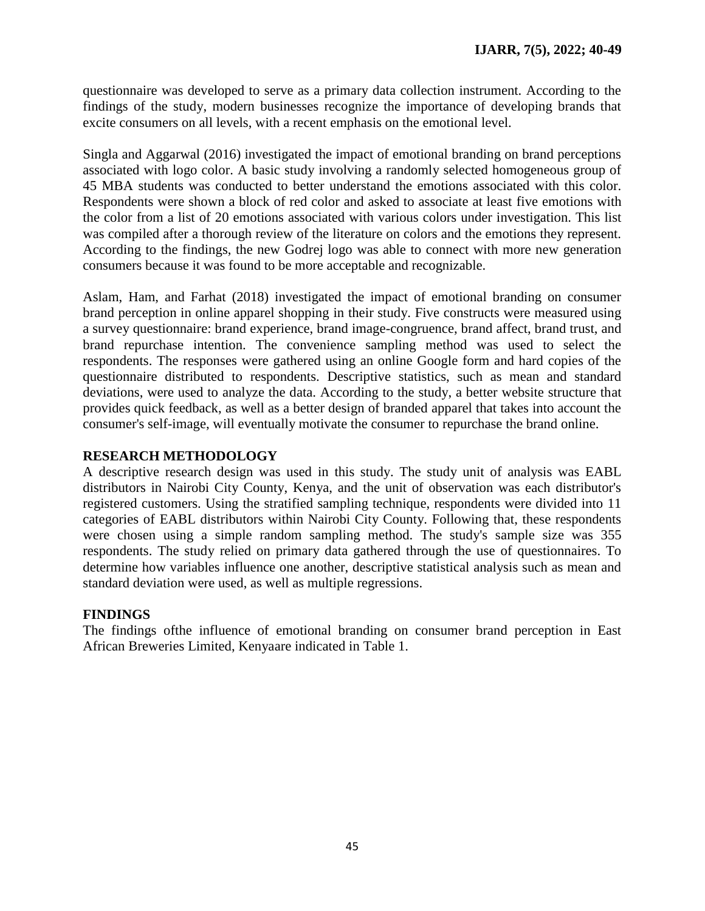questionnaire was developed to serve as a primary data collection instrument. According to the findings of the study, modern businesses recognize the importance of developing brands that excite consumers on all levels, with a recent emphasis on the emotional level.

Singla and Aggarwal (2016) investigated the impact of emotional branding on brand perceptions associated with logo color. A basic study involving a randomly selected homogeneous group of 45 MBA students was conducted to better understand the emotions associated with this color. Respondents were shown a block of red color and asked to associate at least five emotions with the color from a list of 20 emotions associated with various colors under investigation. This list was compiled after a thorough review of the literature on colors and the emotions they represent. According to the findings, the new Godrej logo was able to connect with more new generation consumers because it was found to be more acceptable and recognizable.

Aslam, Ham, and Farhat (2018) investigated the impact of emotional branding on consumer brand perception in online apparel shopping in their study. Five constructs were measured using a survey questionnaire: brand experience, brand image-congruence, brand affect, brand trust, and brand repurchase intention. The convenience sampling method was used to select the respondents. The responses were gathered using an online Google form and hard copies of the questionnaire distributed to respondents. Descriptive statistics, such as mean and standard deviations, were used to analyze the data. According to the study, a better website structure that provides quick feedback, as well as a better design of branded apparel that takes into account the consumer's self-image, will eventually motivate the consumer to repurchase the brand online.

## RESEARCH METHODOLOGY

A descriptive research design was used in this study. The study unit of analysis was EABL distributors in Nairobi City County, Kenya, and the unit of observation was each distributor's registered customers. Using the stratified sampling technique, respondents were divided into 11 categories of EABL distributors within Nairobi City County. Following that, these respondents were chosen using a simple random sampling method. The study's sample size was 355 respondents. The study relied on primary data gathered through the use of questionnaires. To determine how variables influence one another, descriptive statistical analysis such as mean and standard deviation were used, as well as multiple regressions.

## FINDINGS

The findings ofthe influence of emotional branding on consumer brand perception in East African Breweries Limited, Kenyaare indicated in Table 1.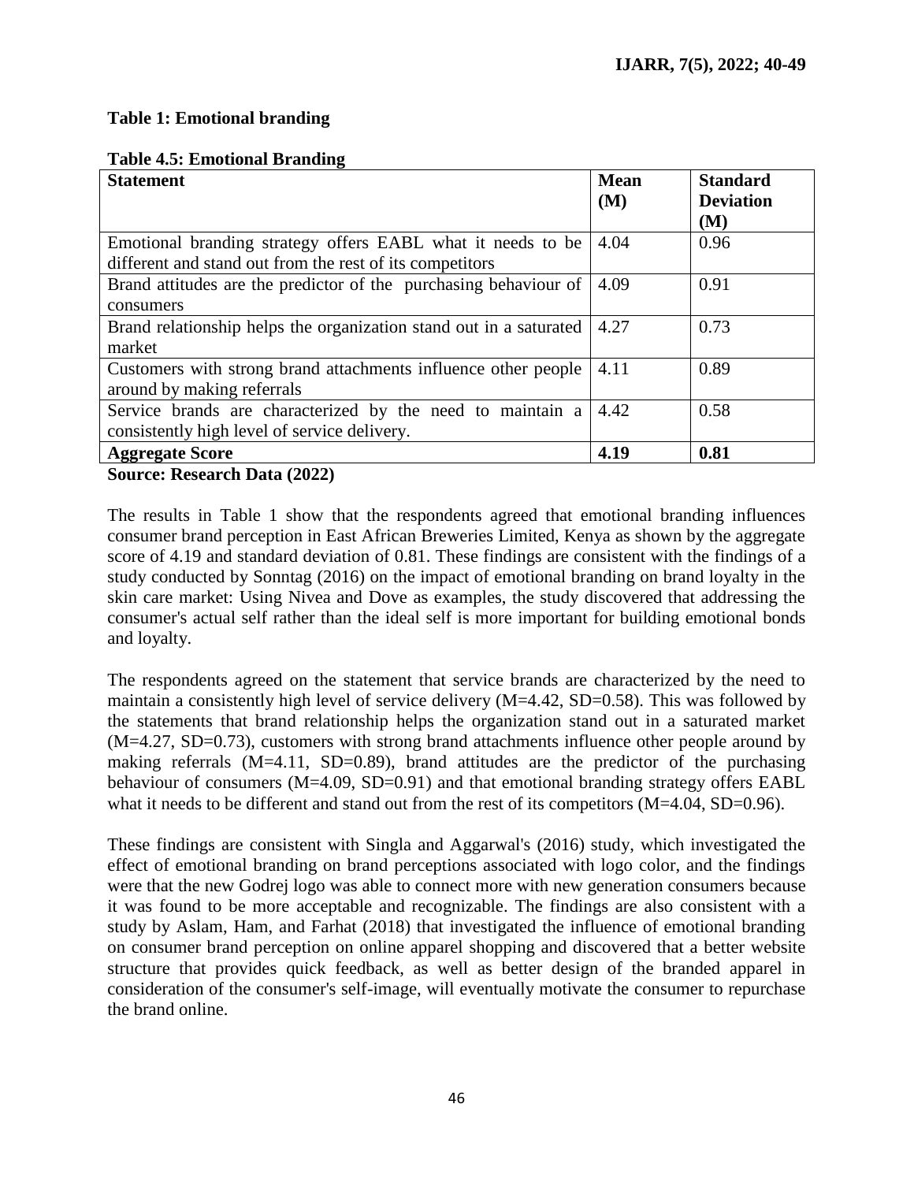**Table 1: Emotional branding**

**Table 4.5: Emotional Branding**

| Statement | Mean (M) | Standard Deviation (M) |
|---|---|---|
| Emotional branding strategy offers EABL what it needs to be different and stand out from the rest of its competitors | 4.04 | 0.96 |
| Brand attitudes are the predictor of the purchasing behaviour of consumers | 4.09 | 0.91 |
| Brand relationship helps the organization stand out in a saturated market | 4.27 | 0.73 |
| Customers with strong brand attachments influence other people around by making referrals | 4.11 | 0.89 |
| Service brands are characterized by the need to maintain a consistently high level of service delivery. | 4.42 | 0.58 |
| **Aggregate Score** | **4.19** | **0.81** |

**Source: Research Data (2022)**

The results in Table 1 show that the respondents agreed that emotional branding influences consumer brand perception in East African Breweries Limited, Kenya as shown by the aggregate score of 4.19 and standard deviation of 0.81. These findings are consistent with the findings of a study conducted by Sonntag (2016) on the impact of emotional branding on brand loyalty in the skin care market: Using Nivea and Dove as examples, the study discovered that addressing the consumer's actual self rather than the ideal self is more important for building emotional bonds and loyalty.

The respondents agreed on the statement that service brands are characterized by the need to maintain a consistently high level of service delivery (M=4.42, SD=0.58). This was followed by the statements that brand relationship helps the organization stand out in a saturated market (M=4.27, SD=0.73), customers with strong brand attachments influence other people around by making referrals (M=4.11, SD=0.89), brand attitudes are the predictor of the purchasing behaviour of consumers (M=4.09, SD=0.91) and that emotional branding strategy offers EABL what it needs to be different and stand out from the rest of its competitors (M=4.04, SD=0.96).

These findings are consistent with Singla and Aggarwal's (2016) study, which investigated the effect of emotional branding on brand perceptions associated with logo color, and the findings were that the new Godrej logo was able to connect more with new generation consumers because it was found to be more acceptable and recognizable. The findings are also consistent with a study by Aslam, Ham, and Farhat (2018) that investigated the influence of emotional branding on consumer brand perception on online apparel shopping and discovered that a better website structure that provides quick feedback, as well as better design of the branded apparel in consideration of the consumer's self-image, will eventually motivate the consumer to repurchase the brand online.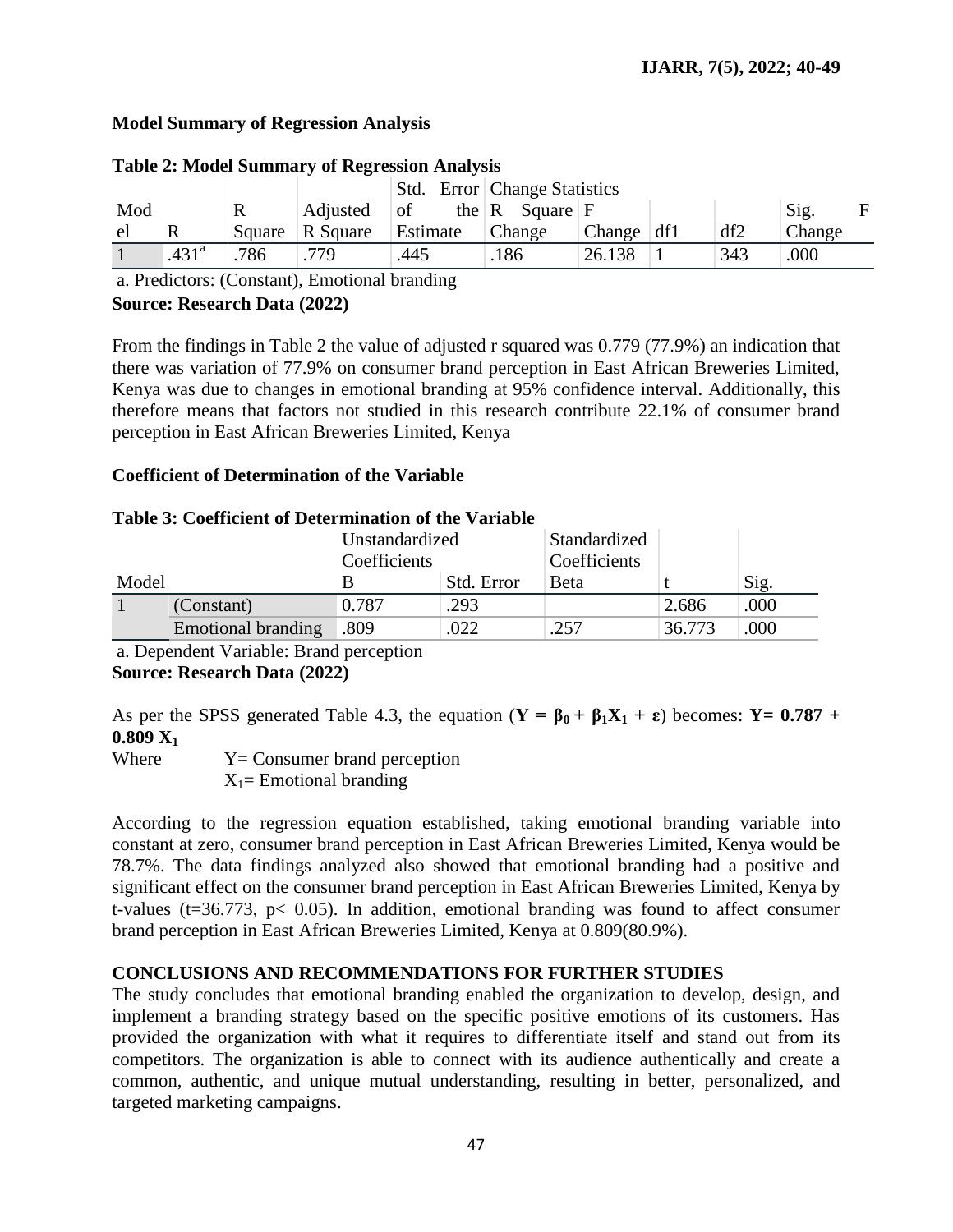**Model Summary of Regression Analysis**

**Table 2: Model Summary of Regression Analysis**

| Model | R | R Square | Adjusted R Square | Std. Error of the Estimate | Change Statistics | | | | |
|---|---|---|---|---|---|---|---|---|---|
| | | | | | R Square Change | F Change | df1 | df2 | Sig. F Change |
| 1 | .431[a] | .786 | .779 | .445 | .186 | 26.138 | 1 | 343 | .000 |

a. Predictors: (Constant), Emotional branding

**Source: Research Data (2022)**

From the findings in Table 2 the value of adjusted r squared was 0.779 (77.9%) an indication that there was variation of 77.9% on consumer brand perception in East African Breweries Limited, Kenya was due to changes in emotional branding at 95% confidence interval. Additionally, this therefore means that factors not studied in this research contribute 22.1% of consumer brand perception in East African Breweries Limited, Kenya

**Coefficient of Determination of the Variable**

**Table 3: Coefficient of Determination of the Variable**

| Model | | Unstandardized Coefficients | | Standardized Coefficients | t | Sig. |
|---|---|---|---|---|---|---|
| | | B | Std. Error | Beta | | |
| 1 | (Constant) | 0.787 | .293 | | 2.686 | .000 |
| | Emotional branding | .809 | .022 | .257 | 36.773 | .000 |

a. Dependent Variable: Brand perception

**Source: Research Data (2022)**

As per the SPSS generated Table 4.3, the equation ($\mathbf{Y = \beta_0 + \beta_1 X_1 + \varepsilon}$) becomes: $\mathbf{Y = 0.787 + 0.809\, X_1}$

Where Y= Consumer brand perception

$X_1$= Emotional branding

According to the regression equation established, taking emotional branding variable into constant at zero, consumer brand perception in East African Breweries Limited, Kenya would be 78.7%. The data findings analyzed also showed that emotional branding had a positive and significant effect on the consumer brand perception in East African Breweries Limited, Kenya by t-values ($t$=36.773, $p < 0.05$). In addition, emotional branding was found to affect consumer brand perception in East African Breweries Limited, Kenya at 0.809(80.9%).

## CONCLUSIONS AND RECOMMENDATIONS FOR FURTHER STUDIES

The study concludes that emotional branding enabled the organization to develop, design, and implement a branding strategy based on the specific positive emotions of its customers. Has provided the organization with what it requires to differentiate itself and stand out from its competitors. The organization is able to connect with its audience authentically and create a common, authentic, and unique mutual understanding, resulting in better, personalized, and targeted marketing campaigns.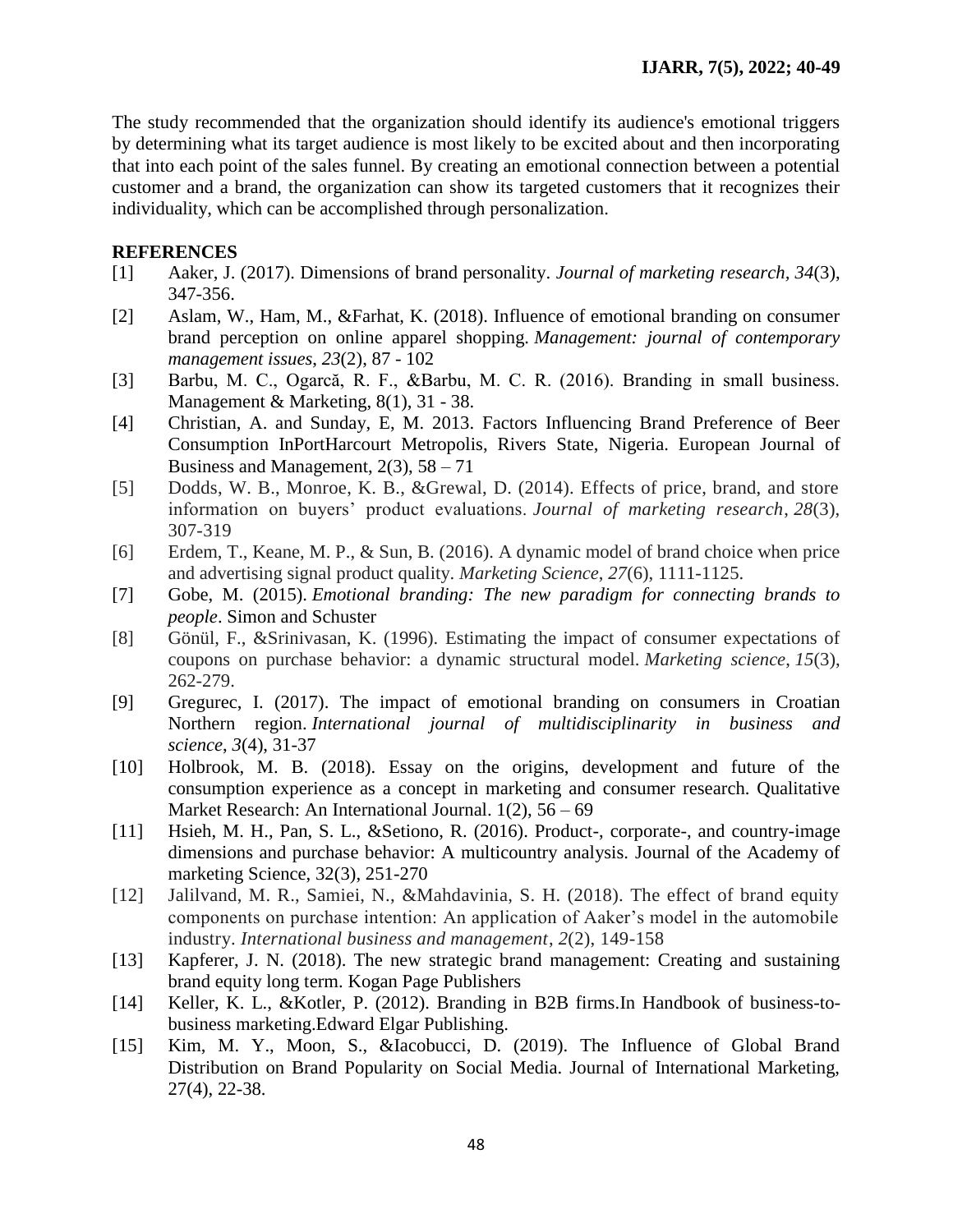The study recommended that the organization should identify its audience's emotional triggers by determining what its target audience is most likely to be excited about and then incorporating that into each point of the sales funnel. By creating an emotional connection between a potential customer and a brand, the organization can show its targeted customers that it recognizes their individuality, which can be accomplished through personalization.

## REFERENCES

[1] Aaker, J. (2017). Dimensions of brand personality. *Journal of marketing research, 34*(3), 347-356.

[2] Aslam, W., Ham, M., &Farhat, K. (2018). Influence of emotional branding on consumer brand perception on online apparel shopping. *Management: journal of contemporary management issues*, *23*(2), 87 - 102

[3] Barbu, M. C., Ogarcă, R. F., &Barbu, M. C. R. (2016). Branding in small business. Management & Marketing, 8(1), 31 - 38.

[4] Christian, A. and Sunday, E, M. 2013. Factors Influencing Brand Preference of Beer Consumption InPortHarcourt Metropolis, Rivers State, Nigeria. European Journal of Business and Management, 2(3), 58 – 71

[5] Dodds, W. B., Monroe, K. B., &Grewal, D. (2014). Effects of price, brand, and store information on buyers' product evaluations. *Journal of marketing research*, *28*(3), 307-319

[6] Erdem, T., Keane, M. P., & Sun, B. (2016). A dynamic model of brand choice when price and advertising signal product quality. *Marketing Science*, *27*(6), 1111-1125.

[7] Gobe, M. (2015). *Emotional branding: The new paradigm for connecting brands to people*. Simon and Schuster

[8] Gönül, F., &Srinivasan, K. (1996). Estimating the impact of consumer expectations of coupons on purchase behavior: a dynamic structural model. *Marketing science*, *15*(3), 262-279.

[9] Gregurec, I. (2017). The impact of emotional branding on consumers in Croatian Northern region. *International journal of multidisciplinarity in business and science*, *3*(4), 31-37

[10] Holbrook, M. B. (2018). Essay on the origins, development and future of the consumption experience as a concept in marketing and consumer research. Qualitative Market Research: An International Journal. 1(2), 56 – 69

[11] Hsieh, M. H., Pan, S. L., &Setiono, R. (2016). Product-, corporate-, and country-image dimensions and purchase behavior: A multicountry analysis. Journal of the Academy of marketing Science, 32(3), 251-270

[12] Jalilvand, M. R., Samiei, N., &Mahdavinia, S. H. (2018). The effect of brand equity components on purchase intention: An application of Aaker's model in the automobile industry. *International business and management*, *2*(2), 149-158

[13] Kapferer, J. N. (2018). The new strategic brand management: Creating and sustaining brand equity long term. Kogan Page Publishers

[14] Keller, K. L., &Kotler, P. (2012). Branding in B2B firms.In Handbook of business-to-business marketing.Edward Elgar Publishing.

[15] Kim, M. Y., Moon, S., &Iacobucci, D. (2019). The Influence of Global Brand Distribution on Brand Popularity on Social Media. Journal of International Marketing, 27(4), 22-38.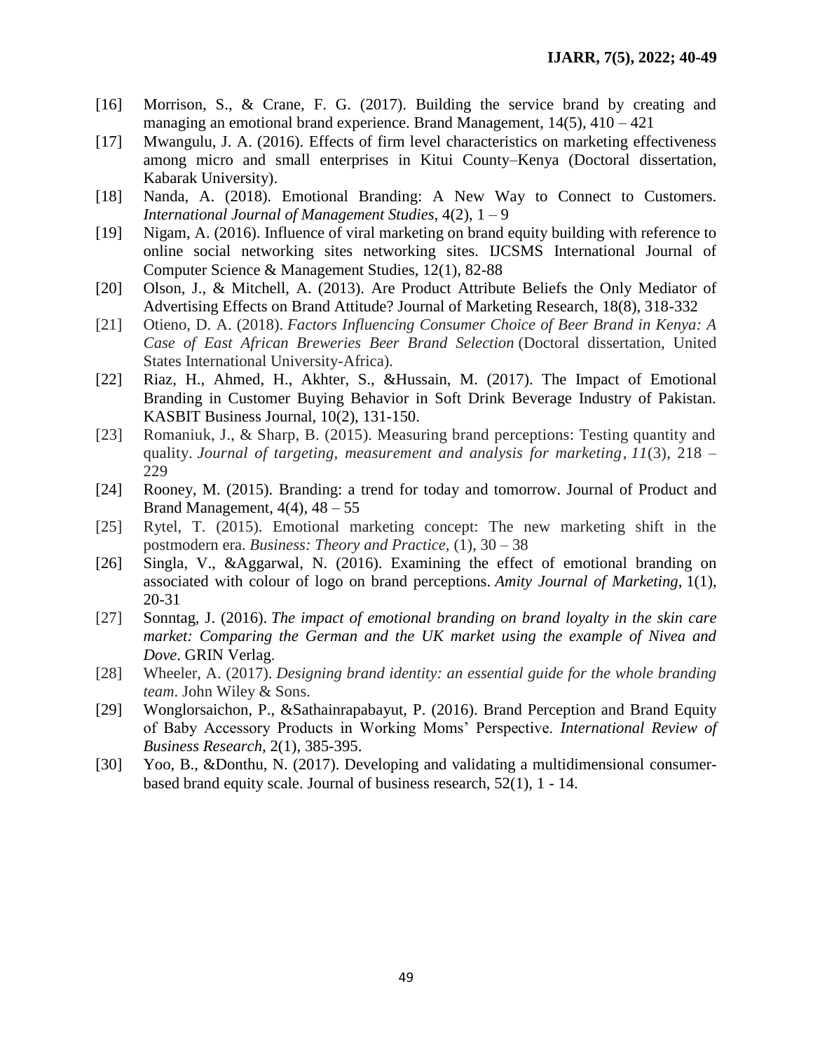[16] Morrison, S., & Crane, F. G. (2017). Building the service brand by creating and managing an emotional brand experience. Brand Management, 14(5), 410 – 421

[17] Mwangulu, J. A. (2016). Effects of firm level characteristics on marketing effectiveness among micro and small enterprises in Kitui County–Kenya (Doctoral dissertation, Kabarak University).

[18] Nanda, A. (2018). Emotional Branding: A New Way to Connect to Customers. *International Journal of Management Studies,* 4(2), 1 – 9

[19] Nigam, A. (2016). Influence of viral marketing on brand equity building with reference to online social networking sites networking sites. IJCSMS International Journal of Computer Science & Management Studies, 12(1), 82-88

[20] Olson, J., & Mitchell, A. (2013). Are Product Attribute Beliefs the Only Mediator of Advertising Effects on Brand Attitude? Journal of Marketing Research, 18(8), 318-332

[21] Otieno, D. A. (2018). *Factors Influencing Consumer Choice of Beer Brand in Kenya: A Case of East African Breweries Beer Brand Selection* (Doctoral dissertation, United States International University-Africa).

[22] Riaz, H., Ahmed, H., Akhter, S., &Hussain, M. (2017). The Impact of Emotional Branding in Customer Buying Behavior in Soft Drink Beverage Industry of Pakistan. KASBIT Business Journal, 10(2), 131-150.

[23] Romaniuk, J., & Sharp, B. (2015). Measuring brand perceptions: Testing quantity and quality. *Journal of targeting, measurement and analysis for marketing*, *11*(3), 218 – 229

[24] Rooney, M. (2015). Branding: a trend for today and tomorrow. Journal of Product and Brand Management, 4(4), 48 – 55

[25] Rytel, T. (2015). Emotional marketing concept: The new marketing shift in the postmodern era. *Business: Theory and Practice,* (1), 30 – 38

[26] Singla, V., &Aggarwal, N. (2016). Examining the effect of emotional branding on associated with colour of logo on brand perceptions. *Amity Journal of Marketing*, 1(1), 20-31

[27] Sonntag, J. (2016). *The impact of emotional branding on brand loyalty in the skin care market: Comparing the German and the UK market using the example of Nivea and Dove*. GRIN Verlag.

[28] Wheeler, A. (2017). *Designing brand identity: an essential guide for the whole branding team*. John Wiley & Sons.

[29] Wonglorsaichon, P., &Sathainrapabayut, P. (2016). Brand Perception and Brand Equity of Baby Accessory Products in Working Moms' Perspective. *International Review of Business Research,* 2(1), 385-395.

[30] Yoo, B., &Donthu, N. (2017). Developing and validating a multidimensional consumer-based brand equity scale. Journal of business research, 52(1), 1 - 14.